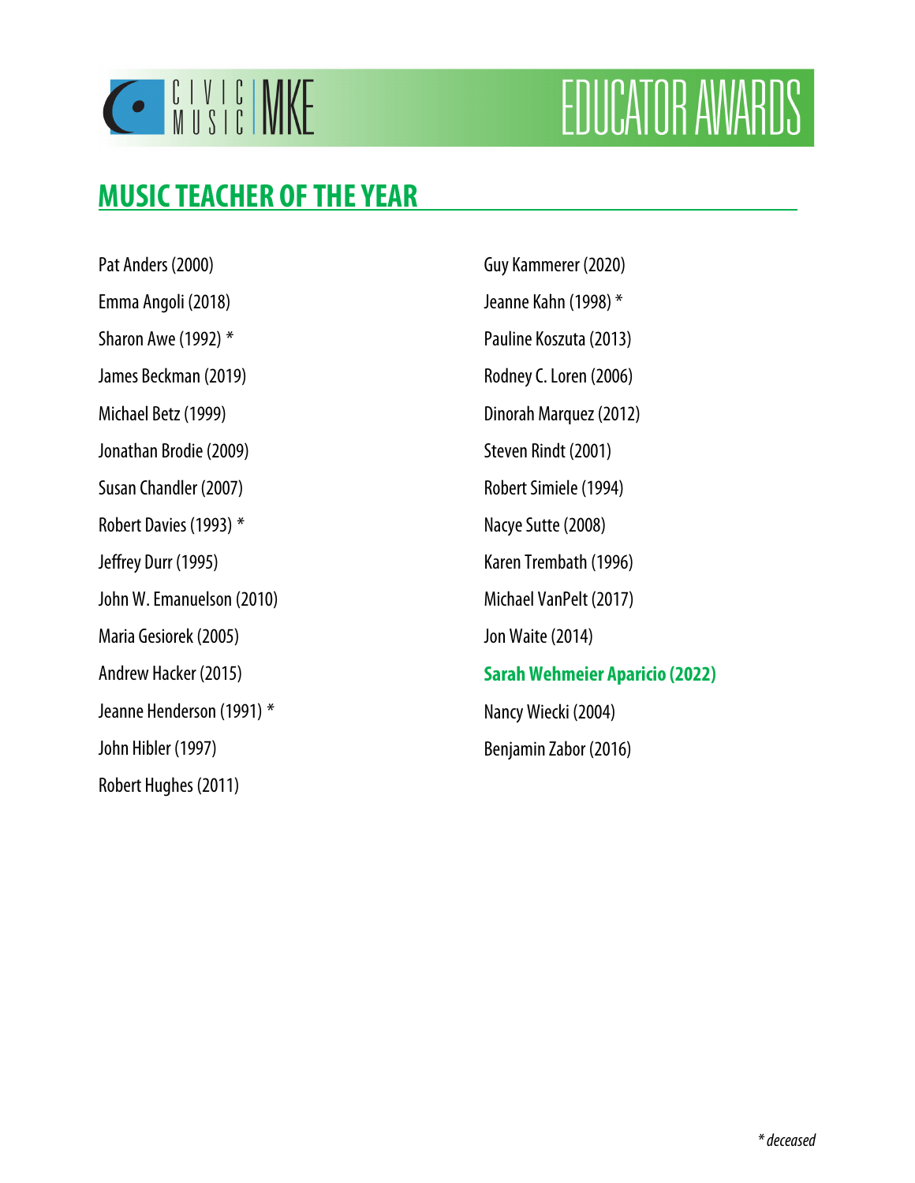# CIVIC MUSIC MKE EDUCATOR AWARDS

## MUSIC TEACHER OF THE YEAR

Pat Anders (2000)

Emma Angoli (2018)

Sharon Awe (1992) *

James Beckman (2019)

Michael Betz (1999)

Jonathan Brodie (2009)

Susan Chandler (2007)

Robert Davies (1993) *

Jeffrey Durr (1995)

John W. Emanuelson (2010)

Maria Gesiorek (2005)

Andrew Hacker (2015)

Jeanne Henderson (1991) *

John Hibler (1997)

Robert Hughes (2011)

Guy Kammerer (2020)

Jeanne Kahn (1998) *

Pauline Koszuta (2013)

Rodney C. Loren (2006)

Dinorah Marquez (2012)

Steven Rindt (2001)

Robert Simiele (1994)

Nacye Sutte (2008)

Karen Trembath (1996)

Michael VanPelt (2017)

Jon Waite (2014)

**Sarah Wehmeier Aparicio (2022)**

Nancy Wiecki (2004)

Benjamin Zabor (2016)

*\* deceased*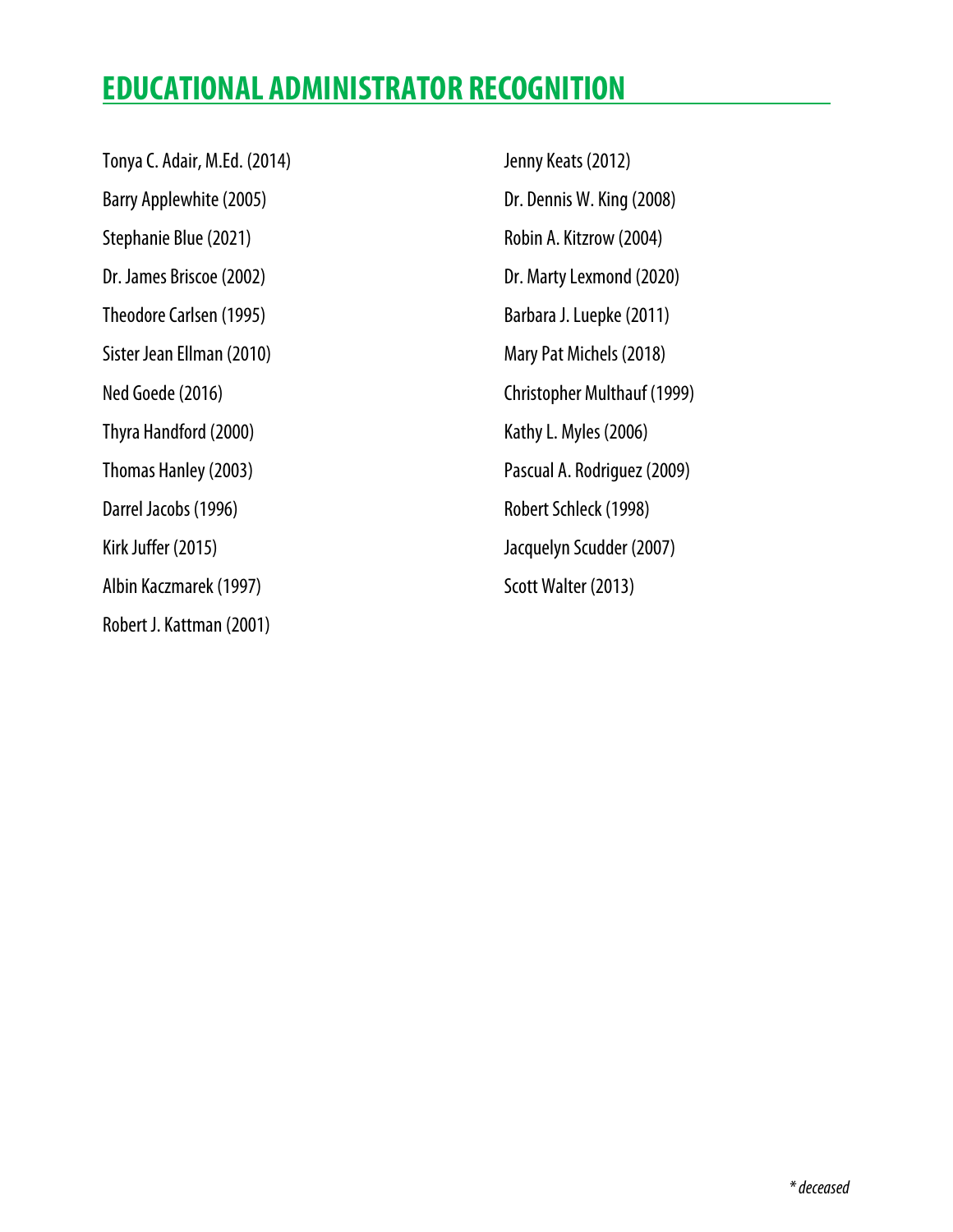# EDUCATIONAL ADMINISTRATOR RECOGNITION

Tonya C. Adair, M.Ed. (2014)

Barry Applewhite (2005)

Stephanie Blue (2021)

Dr. James Briscoe (2002)

Theodore Carlsen (1995)

Sister Jean Ellman (2010)

Ned Goede (2016)

Thyra Handford (2000)

Thomas Hanley (2003)

Darrel Jacobs (1996)

Kirk Juffer (2015)

Albin Kaczmarek (1997)

Robert J. Kattman (2001)

Jenny Keats (2012)

Dr. Dennis W. King (2008)

Robin A. Kitzrow (2004)

Dr. Marty Lexmond (2020)

Barbara J. Luepke (2011)

Mary Pat Michels (2018)

Christopher Multhauf (1999)

Kathy L. Myles (2006)

Pascual A. Rodriguez (2009)

Robert Schleck (1998)

Jacquelyn Scudder (2007)

Scott Walter (2013)

*\* deceased*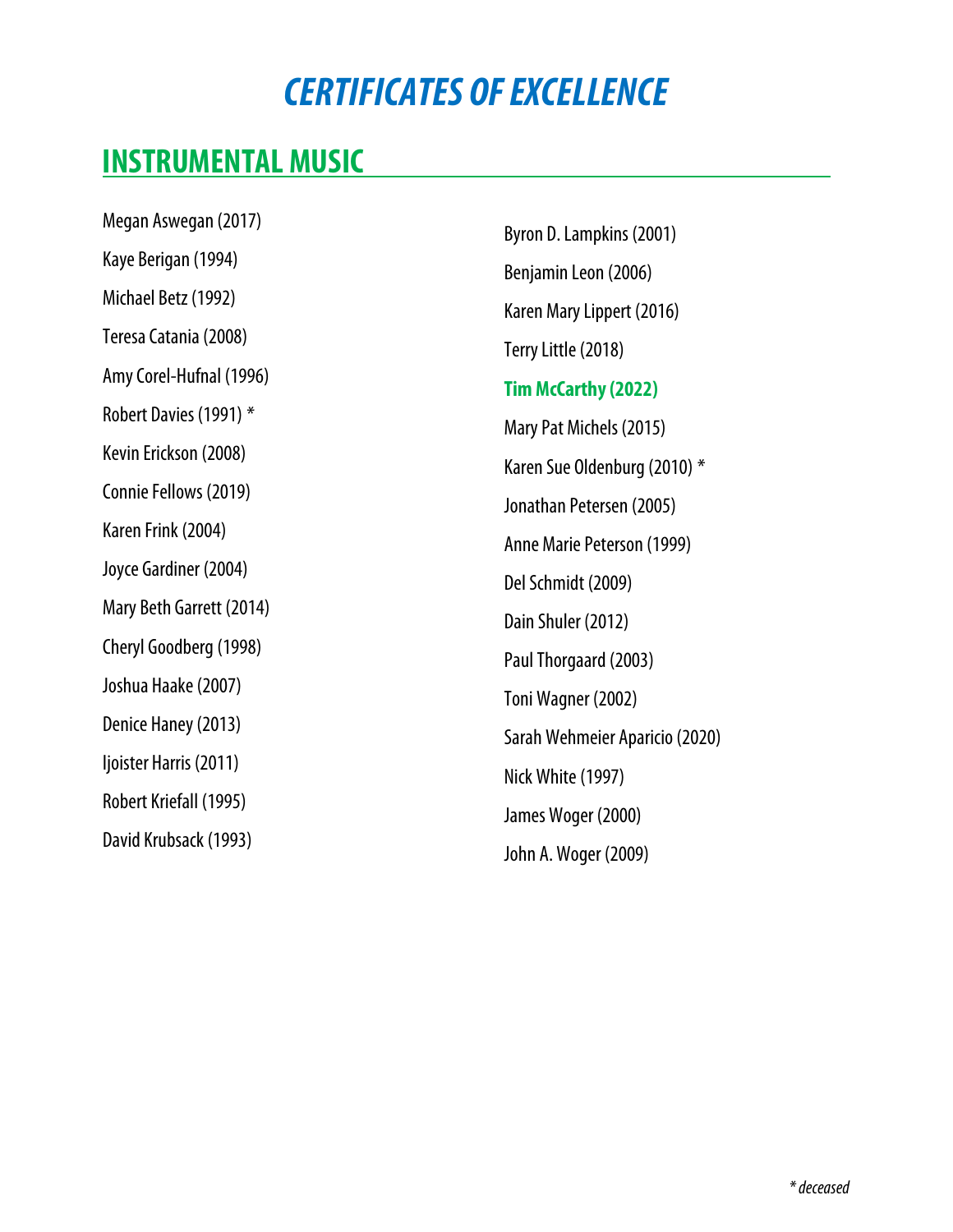# *CERTIFICATES OF EXCELLENCE*

## INSTRUMENTAL MUSIC

Megan Aswegan (2017)

Kaye Berigan (1994)

Michael Betz (1992)

Teresa Catania (2008)

Amy Corel-Hufnal (1996)

Robert Davies (1991) *

Kevin Erickson (2008)

Connie Fellows (2019)

Karen Frink (2004)

Joyce Gardiner (2004)

Mary Beth Garrett (2014)

Cheryl Goodberg (1998)

Joshua Haake (2007)

Denice Haney (2013)

Ijoister Harris (2011)

Robert Kriefall (1995)

David Krubsack (1993)

Byron D. Lampkins (2001)

Benjamin Leon (2006)

Karen Mary Lippert (2016)

Terry Little (2018)

**Tim McCarthy (2022)**

Mary Pat Michels (2015)

Karen Sue Oldenburg (2010) *

Jonathan Petersen (2005)

Anne Marie Peterson (1999)

Del Schmidt (2009)

Dain Shuler (2012)

Paul Thorgaard (2003)

Toni Wagner (2002)

Sarah Wehmeier Aparicio (2020)

Nick White (1997)

James Woger (2000)

John A. Woger (2009)

*\* deceased*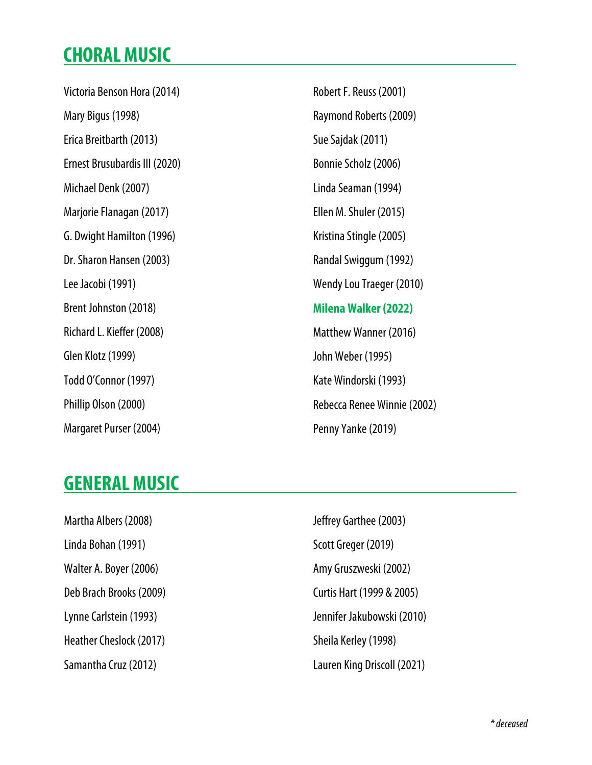## CHORAL MUSIC

Victoria Benson Hora (2014)

Mary Bigus (1998)

Erica Breitbarth (2013)

Ernest Brusubardis III (2020)

Michael Denk (2007)

Marjorie Flanagan (2017)

G. Dwight Hamilton (1996)

Dr. Sharon Hansen (2003)

Lee Jacobi (1991)

Brent Johnston (2018)

Richard L. Kieffer (2008)

Glen Klotz (1999)

Todd O'Connor (1997)

Phillip Olson (2000)

Margaret Purser (2004)

Robert F. Reuss (2001)

Raymond Roberts (2009)

Sue Sajdak (2011)

Bonnie Scholz (2006)

Linda Seaman (1994)

Ellen M. Shuler (2015)

Kristina Stingle (2005)

Randal Swiggum (1992)

Wendy Lou Traeger (2010)

**Milena Walker (2022)**

Matthew Wanner (2016)

John Weber (1995)

Kate Windorski (1993)

Rebecca Renee Winnie (2002)

Penny Yanke (2019)

## GENERAL MUSIC

Martha Albers (2008)

Linda Bohan (1991)

Walter A. Boyer (2006)

Deb Brach Brooks (2009)

Lynne Carlstein (1993)

Heather Cheslock (2017)

Samantha Cruz (2012)

Jeffrey Garthee (2003)

Scott Greger (2019)

Amy Gruszweski (2002)

Curtis Hart (1999 & 2005)

Jennifer Jakubowski (2010)

Sheila Kerley (1998)

Lauren King Driscoll (2021)

*\* deceased*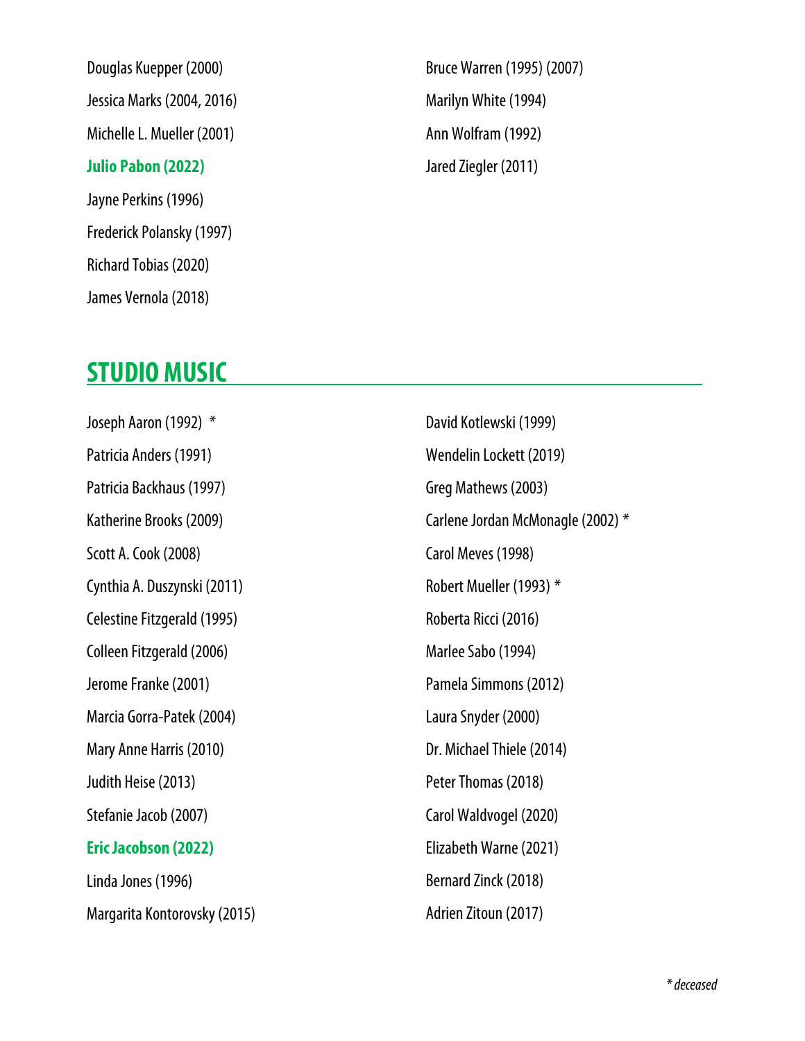Douglas Kuepper (2000)

Jessica Marks (2004, 2016)

Michelle L. Mueller (2001)

**Julio Pabon (2022)**

Jayne Perkins (1996)

Frederick Polansky (1997)

Richard Tobias (2020)

James Vernola (2018)

Bruce Warren (1995) (2007)

Marilyn White (1994)

Ann Wolfram (1992)

Jared Ziegler (2011)

## STUDIO MUSIC

Joseph Aaron (1992) *

Patricia Anders (1991)

Patricia Backhaus (1997)

Katherine Brooks (2009)

Scott A. Cook (2008)

Cynthia A. Duszynski (2011)

Celestine Fitzgerald (1995)

Colleen Fitzgerald (2006)

Jerome Franke (2001)

Marcia Gorra-Patek (2004)

Mary Anne Harris (2010)

Judith Heise (2013)

Stefanie Jacob (2007)

**Eric Jacobson (2022)**

Linda Jones (1996)

Margarita Kontorovsky (2015)

David Kotlewski (1999)

Wendelin Lockett (2019)

Greg Mathews (2003)

Carlene Jordan McMonagle (2002) *

Carol Meves (1998)

Robert Mueller (1993) *

Roberta Ricci (2016)

Marlee Sabo (1994)

Pamela Simmons (2012)

Laura Snyder (2000)

Dr. Michael Thiele (2014)

Peter Thomas (2018)

Carol Waldvogel (2020)

Elizabeth Warne (2021)

Bernard Zinck (2018)

Adrien Zitoun (2017)

*\* deceased*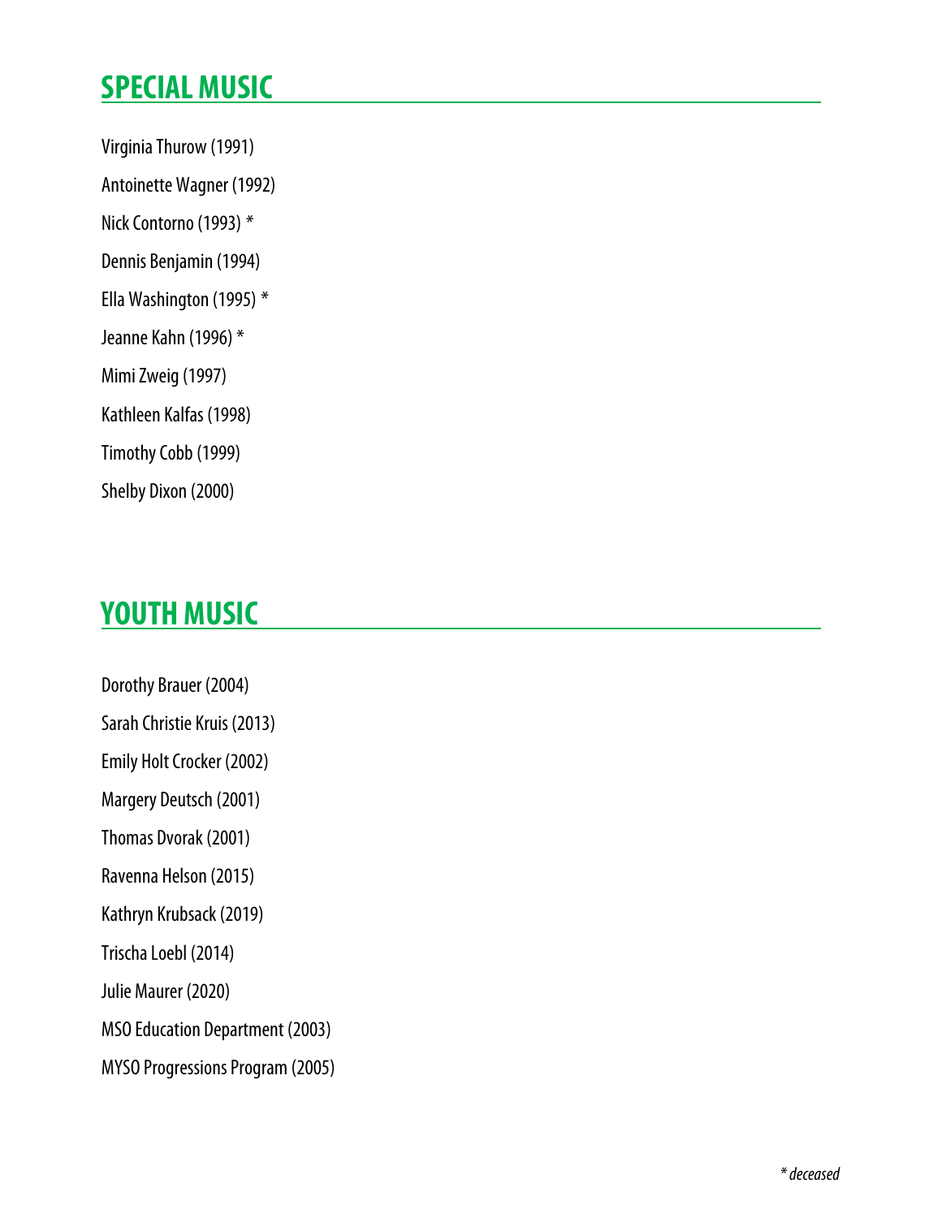## SPECIAL MUSIC

Virginia Thurow (1991)

Antoinette Wagner (1992)

Nick Contorno (1993) *

Dennis Benjamin (1994)

Ella Washington (1995) *

Jeanne Kahn (1996) *

Mimi Zweig (1997)

Kathleen Kalfas (1998)

Timothy Cobb (1999)

Shelby Dixon (2000)

## YOUTH MUSIC

Dorothy Brauer (2004)

Sarah Christie Kruis (2013)

Emily Holt Crocker (2002)

Margery Deutsch (2001)

Thomas Dvorak (2001)

Ravenna Helson (2015)

Kathryn Krubsack (2019)

Trischa Loebl (2014)

Julie Maurer (2020)

MSO Education Department (2003)

MYSO Progressions Program (2005)

*\* deceased*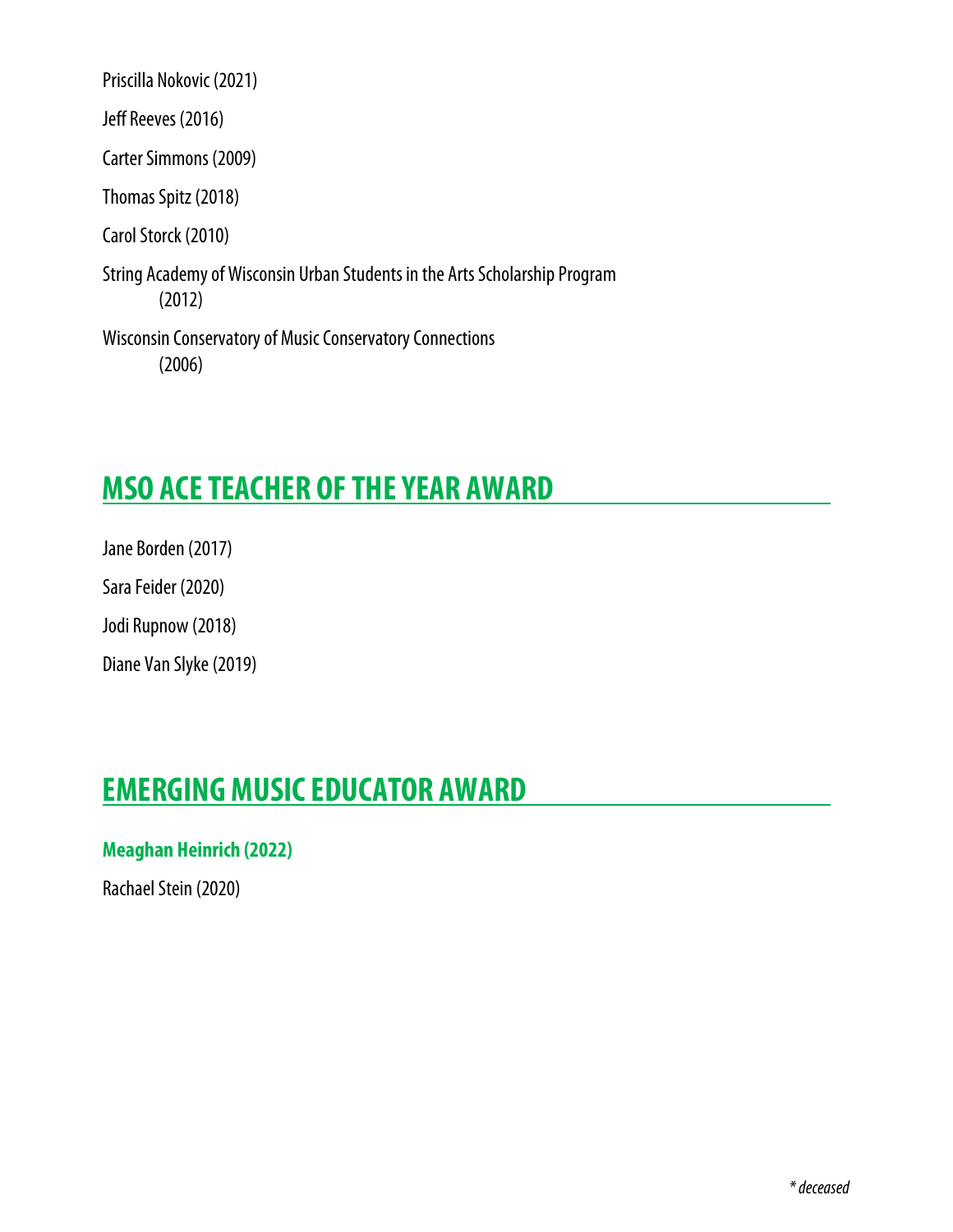Priscilla Nokovic (2021)

Jeff Reeves (2016)

Carter Simmons (2009)

Thomas Spitz (2018)

Carol Storck (2010)

String Academy of Wisconsin Urban Students in the Arts Scholarship Program (2012)

Wisconsin Conservatory of Music Conservatory Connections (2006)

## MSO ACE TEACHER OF THE YEAR AWARD

Jane Borden (2017)

Sara Feider (2020)

Jodi Rupnow (2018)

Diane Van Slyke (2019)

## EMERGING MUSIC EDUCATOR AWARD

**Meaghan Heinrich (2022)**

Rachael Stein (2020)

*\* deceased*